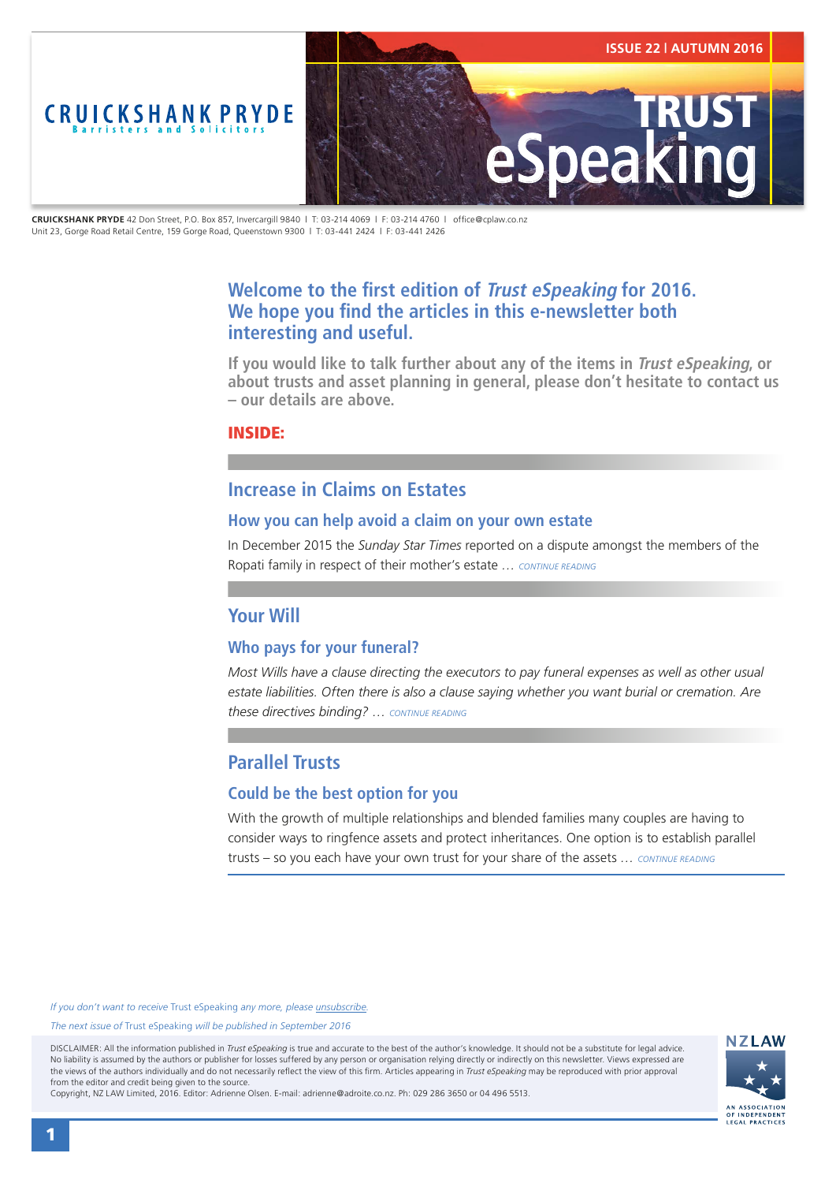CRUICKSHANK PRYDE
Barristers and Solicitors

ISSUE 22 | AUTUMN 2016

# TRUST eSpeaking

**CRUICKSHANK PRYDE** 42 Don Street, P.O. Box 857, Invercargill 9840 | T: 03-214 4069 | F: 03-214 4760 | office@cplaw.co.nz
Unit 23, Gorge Road Retail Centre, 159 Gorge Road, Queenstown 9300 | T: 03-441 2424 | F: 03-441 2426

## Welcome to the first edition of *Trust eSpeaking* for 2016. We hope you find the articles in this e-newsletter both interesting and useful.

**If you would like to talk further about any of the items in *Trust eSpeaking*, or about trusts and asset planning in general, please don't hesitate to contact us – our details are above.**

**INSIDE:**

## Increase in Claims on Estates

### How you can help avoid a claim on your own estate

In December 2015 the *Sunday Star Times* reported on a dispute amongst the members of the Ropati family in respect of their mother's estate … CONTINUE READING

## Your Will

### Who pays for your funeral?

*Most Wills have a clause directing the executors to pay funeral expenses as well as other usual estate liabilities. Often there is also a clause saying whether you want burial or cremation. Are these directives binding?* … CONTINUE READING

## Parallel Trusts

### Could be the best option for you

With the growth of multiple relationships and blended families many couples are having to consider ways to ringfence assets and protect inheritances. One option is to establish parallel trusts – so you each have your own trust for your share of the assets … CONTINUE READING

*If you don't want to receive* Trust eSpeaking *any more, please* unsubscribe.

*The next issue of* Trust eSpeaking *will be published in September 2016*

DISCLAIMER: All the information published in *Trust eSpeaking* is true and accurate to the best of the author's knowledge. It should not be a substitute for legal advice. No liability is assumed by the authors or publisher for losses suffered by any person or organisation relying directly or indirectly on this newsletter. Views expressed are the views of the authors individually and do not necessarily reflect the view of this firm. Articles appearing in *Trust eSpeaking* may be reproduced with prior approval from the editor and credit being given to the source.
Copyright, NZ LAW Limited, 2016. Editor: Adrienne Olsen. E-mail: adrienne@adroite.co.nz. Ph: 029 286 3650 or 04 496 5513.

NZLAW
AN ASSOCIATION OF INDEPENDENT LEGAL PRACTICES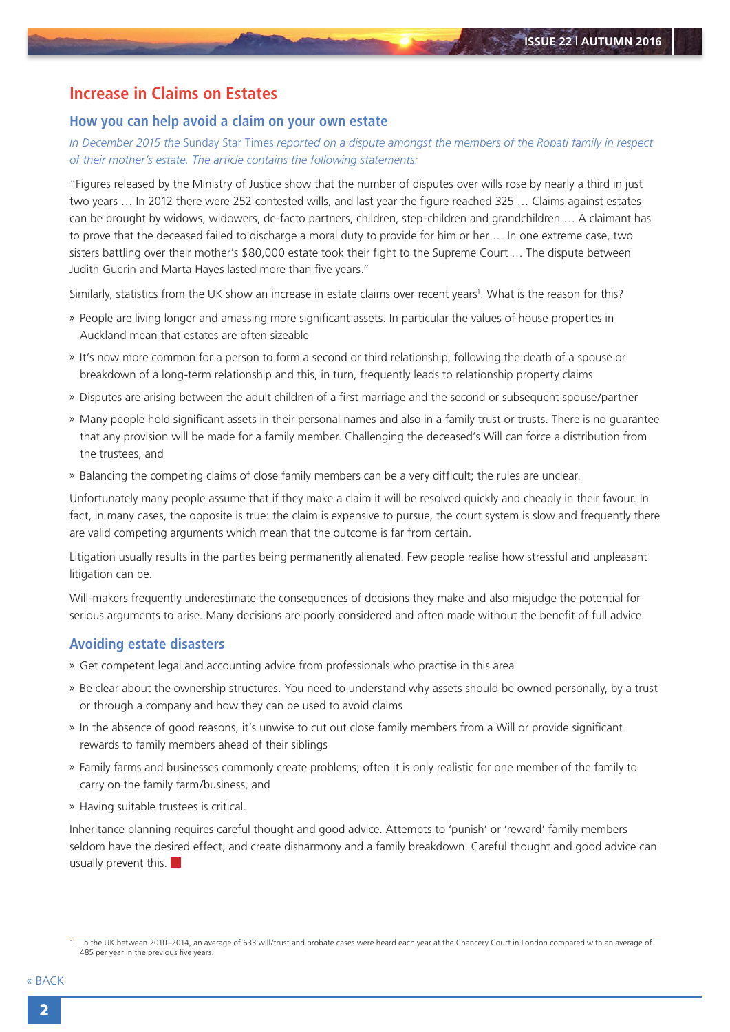## Increase in Claims on Estates

### How you can help avoid a claim on your own estate

*In December 2015 the* Sunday Star Times *reported on a dispute amongst the members of the Ropati family in respect of their mother's estate. The article contains the following statements:*

"Figures released by the Ministry of Justice show that the number of disputes over wills rose by nearly a third in just two years … In 2012 there were 252 contested wills, and last year the figure reached 325 … Claims against estates can be brought by widows, widowers, de-facto partners, children, step-children and grandchildren … A claimant has to prove that the deceased failed to discharge a moral duty to provide for him or her … In one extreme case, two sisters battling over their mother's $80,000 estate took their fight to the Supreme Court … The dispute between Judith Guerin and Marta Hayes lasted more than five years."

Similarly, statistics from the UK show an increase in estate claims over recent years[1]. What is the reason for this?

- People are living longer and amassing more significant assets. In particular the values of house properties in Auckland mean that estates are often sizeable
- It's now more common for a person to form a second or third relationship, following the death of a spouse or breakdown of a long-term relationship and this, in turn, frequently leads to relationship property claims
- Disputes are arising between the adult children of a first marriage and the second or subsequent spouse/partner
- Many people hold significant assets in their personal names and also in a family trust or trusts. There is no guarantee that any provision will be made for a family member. Challenging the deceased's Will can force a distribution from the trustees, and
- Balancing the competing claims of close family members can be a very difficult; the rules are unclear.

Unfortunately many people assume that if they make a claim it will be resolved quickly and cheaply in their favour. In fact, in many cases, the opposite is true: the claim is expensive to pursue, the court system is slow and frequently there are valid competing arguments which mean that the outcome is far from certain.

Litigation usually results in the parties being permanently alienated. Few people realise how stressful and unpleasant litigation can be.

Will-makers frequently underestimate the consequences of decisions they make and also misjudge the potential for serious arguments to arise. Many decisions are poorly considered and often made without the benefit of full advice.

### Avoiding estate disasters

- Get competent legal and accounting advice from professionals who practise in this area
- Be clear about the ownership structures. You need to understand why assets should be owned personally, by a trust or through a company and how they can be used to avoid claims
- In the absence of good reasons, it's unwise to cut out close family members from a Will or provide significant rewards to family members ahead of their siblings
- Family farms and businesses commonly create problems; often it is only realistic for one member of the family to carry on the family farm/business, and
- Having suitable trustees is critical.

Inheritance planning requires careful thought and good advice. Attempts to 'punish' or 'reward' family members seldom have the desired effect, and create disharmony and a family breakdown. Careful thought and good advice can usually prevent this.

---

[1] In the UK between 2010–2014, an average of 633 will/trust and probate cases were heard each year at the Chancery Court in London compared with an average of 485 per year in the previous five years.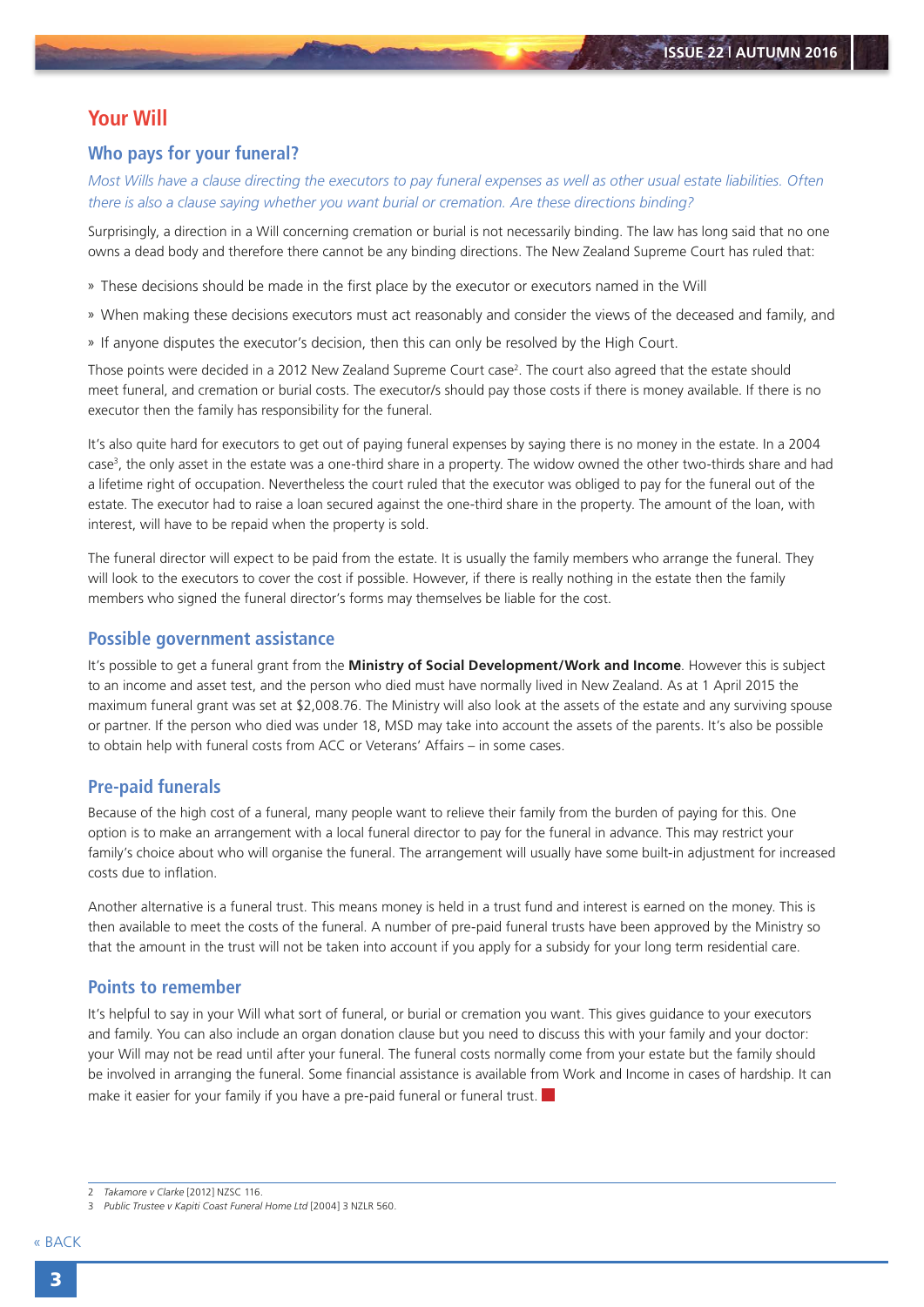# Your Will

## Who pays for your funeral?

*Most Wills have a clause directing the executors to pay funeral expenses as well as other usual estate liabilities. Often there is also a clause saying whether you want burial or cremation. Are these directions binding?*

Surprisingly, a direction in a Will concerning cremation or burial is not necessarily binding. The law has long said that no one owns a dead body and therefore there cannot be any binding directions. The New Zealand Supreme Court has ruled that:

- These decisions should be made in the first place by the executor or executors named in the Will
- When making these decisions executors must act reasonably and consider the views of the deceased and family, and
- If anyone disputes the executor's decision, then this can only be resolved by the High Court.

Those points were decided in a 2012 New Zealand Supreme Court case[2]. The court also agreed that the estate should meet funeral, and cremation or burial costs. The executor/s should pay those costs if there is money available. If there is no executor then the family has responsibility for the funeral.

It's also quite hard for executors to get out of paying funeral expenses by saying there is no money in the estate. In a 2004 case[3], the only asset in the estate was a one-third share in a property. The widow owned the other two-thirds share and had a lifetime right of occupation. Nevertheless the court ruled that the executor was obliged to pay for the funeral out of the estate. The executor had to raise a loan secured against the one-third share in the property. The amount of the loan, with interest, will have to be repaid when the property is sold.

The funeral director will expect to be paid from the estate. It is usually the family members who arrange the funeral. They will look to the executors to cover the cost if possible. However, if there is really nothing in the estate then the family members who signed the funeral director's forms may themselves be liable for the cost.

## Possible government assistance

It's possible to get a funeral grant from the **Ministry of Social Development/Work and Income**. However this is subject to an income and asset test, and the person who died must have normally lived in New Zealand. As at 1 April 2015 the maximum funeral grant was set at $2,008.76. The Ministry will also look at the assets of the estate and any surviving spouse or partner. If the person who died was under 18, MSD may take into account the assets of the parents. It's also be possible to obtain help with funeral costs from ACC or Veterans' Affairs – in some cases.

## Pre-paid funerals

Because of the high cost of a funeral, many people want to relieve their family from the burden of paying for this. One option is to make an arrangement with a local funeral director to pay for the funeral in advance. This may restrict your family's choice about who will organise the funeral. The arrangement will usually have some built-in adjustment for increased costs due to inflation.

Another alternative is a funeral trust. This means money is held in a trust fund and interest is earned on the money. This is then available to meet the costs of the funeral. A number of pre-paid funeral trusts have been approved by the Ministry so that the amount in the trust will not be taken into account if you apply for a subsidy for your long term residential care.

## Points to remember

It's helpful to say in your Will what sort of funeral, or burial or cremation you want. This gives guidance to your executors and family. You can also include an organ donation clause but you need to discuss this with your family and your doctor: your Will may not be read until after your funeral. The funeral costs normally come from your estate but the family should be involved in arranging the funeral. Some financial assistance is available from Work and Income in cases of hardship. It can make it easier for your family if you have a pre-paid funeral or funeral trust.

---

2 *Takamore v Clarke* [2012] NZSC 116.

3 *Public Trustee v Kapiti Coast Funeral Home Ltd* [2004] 3 NZLR 560.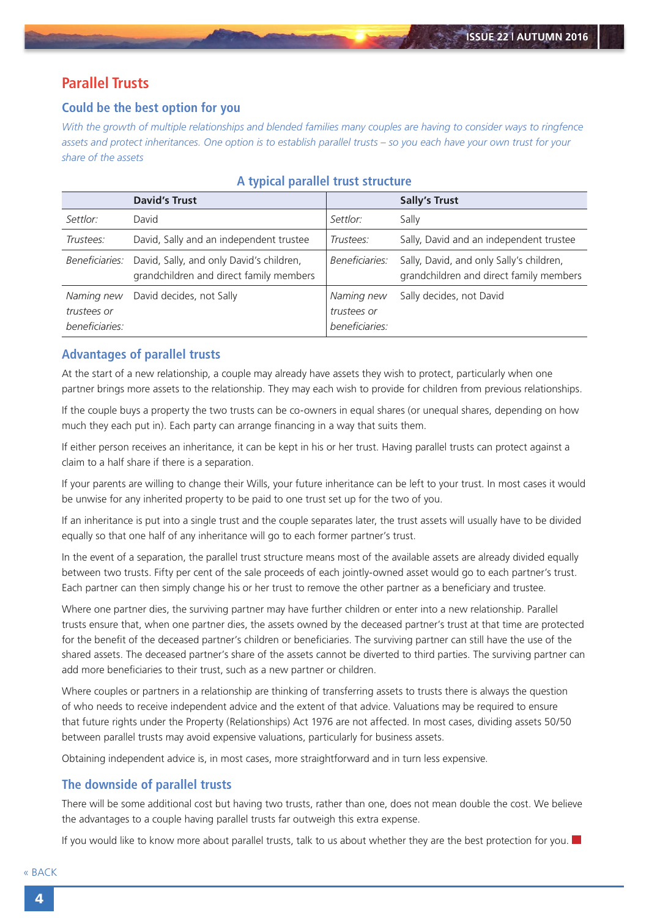# Parallel Trusts

## Could be the best option for you

*With the growth of multiple relationships and blended families many couples are having to consider ways to ringfence assets and protect inheritances. One option is to establish parallel trusts – so you each have your own trust for your share of the assets*

### A typical parallel trust structure

| | David's Trust | | Sally's Trust |
|---|---|---|---|
| *Settlor:* | David | *Settlor:* | Sally |
| *Trustees:* | David, Sally and an independent trustee | *Trustees:* | Sally, David and an independent trustee |
| *Beneficiaries:* | David, Sally, and only David's children, grandchildren and direct family members | *Beneficiaries:* | Sally, David, and only Sally's children, grandchildren and direct family members |
| *Naming new trustees or beneficiaries:* | David decides, not Sally | *Naming new trustees or beneficiaries:* | Sally decides, not David |

## Advantages of parallel trusts

At the start of a new relationship, a couple may already have assets they wish to protect, particularly when one partner brings more assets to the relationship. They may each wish to provide for children from previous relationships.

If the couple buys a property the two trusts can be co-owners in equal shares (or unequal shares, depending on how much they each put in). Each party can arrange financing in a way that suits them.

If either person receives an inheritance, it can be kept in his or her trust. Having parallel trusts can protect against a claim to a half share if there is a separation.

If your parents are willing to change their Wills, your future inheritance can be left to your trust. In most cases it would be unwise for any inherited property to be paid to one trust set up for the two of you.

If an inheritance is put into a single trust and the couple separates later, the trust assets will usually have to be divided equally so that one half of any inheritance will go to each former partner's trust.

In the event of a separation, the parallel trust structure means most of the available assets are already divided equally between two trusts. Fifty per cent of the sale proceeds of each jointly-owned asset would go to each partner's trust. Each partner can then simply change his or her trust to remove the other partner as a beneficiary and trustee.

Where one partner dies, the surviving partner may have further children or enter into a new relationship. Parallel trusts ensure that, when one partner dies, the assets owned by the deceased partner's trust at that time are protected for the benefit of the deceased partner's children or beneficiaries. The surviving partner can still have the use of the shared assets. The deceased partner's share of the assets cannot be diverted to third parties. The surviving partner can add more beneficiaries to their trust, such as a new partner or children.

Where couples or partners in a relationship are thinking of transferring assets to trusts there is always the question of who needs to receive independent advice and the extent of that advice. Valuations may be required to ensure that future rights under the Property (Relationships) Act 1976 are not affected. In most cases, dividing assets 50/50 between parallel trusts may avoid expensive valuations, particularly for business assets.

Obtaining independent advice is, in most cases, more straightforward and in turn less expensive.

## The downside of parallel trusts

There will be some additional cost but having two trusts, rather than one, does not mean double the cost. We believe the advantages to a couple having parallel trusts far outweigh this extra expense.

If you would like to know more about parallel trusts, talk to us about whether they are the best protection for you.

« BACK